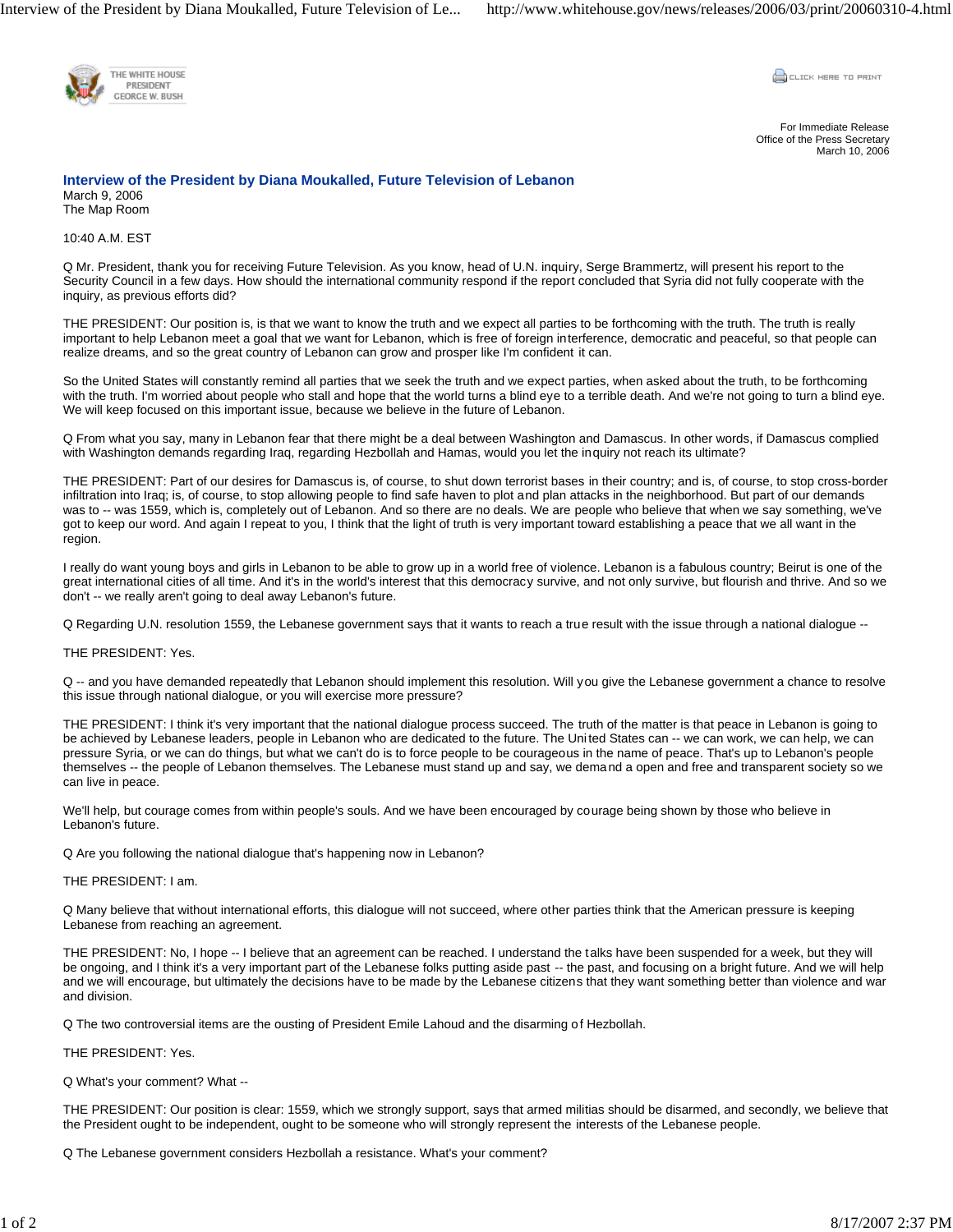THE WHITE HOUSE
PRESIDENT
GEORGE W. BUSH

For Immediate Release
Office of the Press Secretary
March 10, 2006

## Interview of the President by Diana Moukalled, Future Television of Lebanon

March 9, 2006
The Map Room

10:40 A.M. EST

Q Mr. President, thank you for receiving Future Television. As you know, head of U.N. inquiry, Serge Brammertz, will present his report to the Security Council in a few days. How should the international community respond if the report concluded that Syria did not fully cooperate with the inquiry, as previous efforts did?

THE PRESIDENT: Our position is, is that we want to know the truth and we expect all parties to be forthcoming with the truth. The truth is really important to help Lebanon meet a goal that we want for Lebanon, which is free of foreign interference, democratic and peaceful, so that people can realize dreams, and so the great country of Lebanon can grow and prosper like I'm confident it can.

So the United States will constantly remind all parties that we seek the truth and we expect parties, when asked about the truth, to be forthcoming with the truth. I'm worried about people who stall and hope that the world turns a blind eye to a terrible death. And we're not going to turn a blind eye. We will keep focused on this important issue, because we believe in the future of Lebanon.

Q From what you say, many in Lebanon fear that there might be a deal between Washington and Damascus. In other words, if Damascus complied with Washington demands regarding Iraq, regarding Hezbollah and Hamas, would you let the inquiry not reach its ultimate?

THE PRESIDENT: Part of our desires for Damascus is, of course, to shut down terrorist bases in their country; and is, of course, to stop cross-border infiltration into Iraq; is, of course, to stop allowing people to find safe haven to plot and plan attacks in the neighborhood. But part of our demands was to -- was 1559, which is, completely out of Lebanon. And so there are no deals. We are people who believe that when we say something, we've got to keep our word. And again I repeat to you, I think that the light of truth is very important toward establishing a peace that we all want in the region.

I really do want young boys and girls in Lebanon to be able to grow up in a world free of violence. Lebanon is a fabulous country; Beirut is one of the great international cities of all time. And it's in the world's interest that this democracy survive, and not only survive, but flourish and thrive. And so we don't -- we really aren't going to deal away Lebanon's future.

Q Regarding U.N. resolution 1559, the Lebanese government says that it wants to reach a true result with the issue through a national dialogue --

THE PRESIDENT: Yes.

Q -- and you have demanded repeatedly that Lebanon should implement this resolution. Will you give the Lebanese government a chance to resolve this issue through national dialogue, or you will exercise more pressure?

THE PRESIDENT: I think it's very important that the national dialogue process succeed. The truth of the matter is that peace in Lebanon is going to be achieved by Lebanese leaders, people in Lebanon who are dedicated to the future. The United States can -- we can work, we can help, we can pressure Syria, or we can do things, but what we can't do is to force people to be courageous in the name of peace. That's up to Lebanon's people themselves -- the people of Lebanon themselves. The Lebanese must stand up and say, we demand a open and free and transparent society so we can live in peace.

We'll help, but courage comes from within people's souls. And we have been encouraged by courage being shown by those who believe in Lebanon's future.

Q Are you following the national dialogue that's happening now in Lebanon?

THE PRESIDENT: I am.

Q Many believe that without international efforts, this dialogue will not succeed, where other parties think that the American pressure is keeping Lebanese from reaching an agreement.

THE PRESIDENT: No, I hope -- I believe that an agreement can be reached. I understand the talks have been suspended for a week, but they will be ongoing, and I think it's a very important part of the Lebanese folks putting aside past -- the past, and focusing on a bright future. And we will help and we will encourage, but ultimately the decisions have to be made by the Lebanese citizens that they want something better than violence and war and division.

Q The two controversial items are the ousting of President Emile Lahoud and the disarming of Hezbollah.

THE PRESIDENT: Yes.

Q What's your comment? What --

THE PRESIDENT: Our position is clear: 1559, which we strongly support, says that armed militias should be disarmed, and secondly, we believe that the President ought to be independent, ought to be someone who will strongly represent the interests of the Lebanese people.

Q The Lebanese government considers Hezbollah a resistance. What's your comment?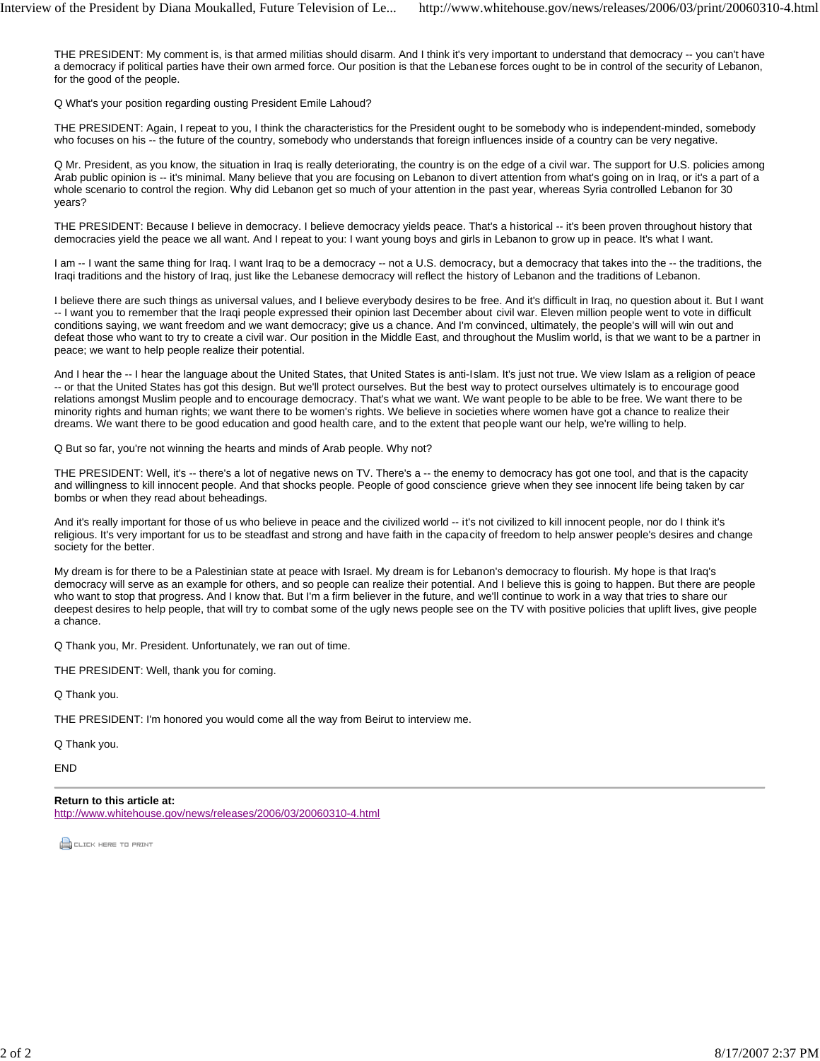THE PRESIDENT: My comment is, is that armed militias should disarm. And I think it's very important to understand that democracy -- you can't have a democracy if political parties have their own armed force. Our position is that the Lebanese forces ought to be in control of the security of Lebanon, for the good of the people.

Q What's your position regarding ousting President Emile Lahoud?

THE PRESIDENT: Again, I repeat to you, I think the characteristics for the President ought to be somebody who is independent-minded, somebody who focuses on his -- the future of the country, somebody who understands that foreign influences inside of a country can be very negative.

Q Mr. President, as you know, the situation in Iraq is really deteriorating, the country is on the edge of a civil war. The support for U.S. policies among Arab public opinion is -- it's minimal. Many believe that you are focusing on Lebanon to divert attention from what's going on in Iraq, or it's a part of a whole scenario to control the region. Why did Lebanon get so much of your attention in the past year, whereas Syria controlled Lebanon for 30 years?

THE PRESIDENT: Because I believe in democracy. I believe democracy yields peace. That's a historical -- it's been proven throughout history that democracies yield the peace we all want. And I repeat to you: I want young boys and girls in Lebanon to grow up in peace. It's what I want.

I am -- I want the same thing for Iraq. I want Iraq to be a democracy -- not a U.S. democracy, but a democracy that takes into the -- the traditions, the Iraqi traditions and the history of Iraq, just like the Lebanese democracy will reflect the history of Lebanon and the traditions of Lebanon.

I believe there are such things as universal values, and I believe everybody desires to be free. And it's difficult in Iraq, no question about it. But I want -- I want you to remember that the Iraqi people expressed their opinion last December about civil war. Eleven million people went to vote in difficult conditions saying, we want freedom and we want democracy; give us a chance. And I'm convinced, ultimately, the people's will will win out and defeat those who want to try to create a civil war. Our position in the Middle East, and throughout the Muslim world, is that we want to be a partner in peace; we want to help people realize their potential.

And I hear the -- I hear the language about the United States, that United States is anti-Islam. It's just not true. We view Islam as a religion of peace -- or that the United States has got this design. But we'll protect ourselves. But the best way to protect ourselves ultimately is to encourage good relations amongst Muslim people and to encourage democracy. That's what we want. We want people to be able to be free. We want there to be minority rights and human rights; we want there to be women's rights. We believe in societies where women have got a chance to realize their dreams. We want there to be good education and good health care, and to the extent that people want our help, we're willing to help.

Q But so far, you're not winning the hearts and minds of Arab people. Why not?

THE PRESIDENT: Well, it's -- there's a lot of negative news on TV. There's a -- the enemy to democracy has got one tool, and that is the capacity and willingness to kill innocent people. And that shocks people. People of good conscience grieve when they see innocent life being taken by car bombs or when they read about beheadings.

And it's really important for those of us who believe in peace and the civilized world -- it's not civilized to kill innocent people, nor do I think it's religious. It's very important for us to be steadfast and strong and have faith in the capacity of freedom to help answer people's desires and change society for the better.

My dream is for there to be a Palestinian state at peace with Israel. My dream is for Lebanon's democracy to flourish. My hope is that Iraq's democracy will serve as an example for others, and so people can realize their potential. And I believe this is going to happen. But there are people who want to stop that progress. And I know that. But I'm a firm believer in the future, and we'll continue to work in a way that tries to share our deepest desires to help people, that will try to combat some of the ugly news people see on the TV with positive policies that uplift lives, give people a chance.

Q Thank you, Mr. President. Unfortunately, we ran out of time.

THE PRESIDENT: Well, thank you for coming.

Q Thank you.

THE PRESIDENT: I'm honored you would come all the way from Beirut to interview me.

Q Thank you.

END

---

**Return to this article at:**
http://www.whitehouse.gov/news/releases/2006/03/20060310-4.html

CLICK HERE TO PRINT